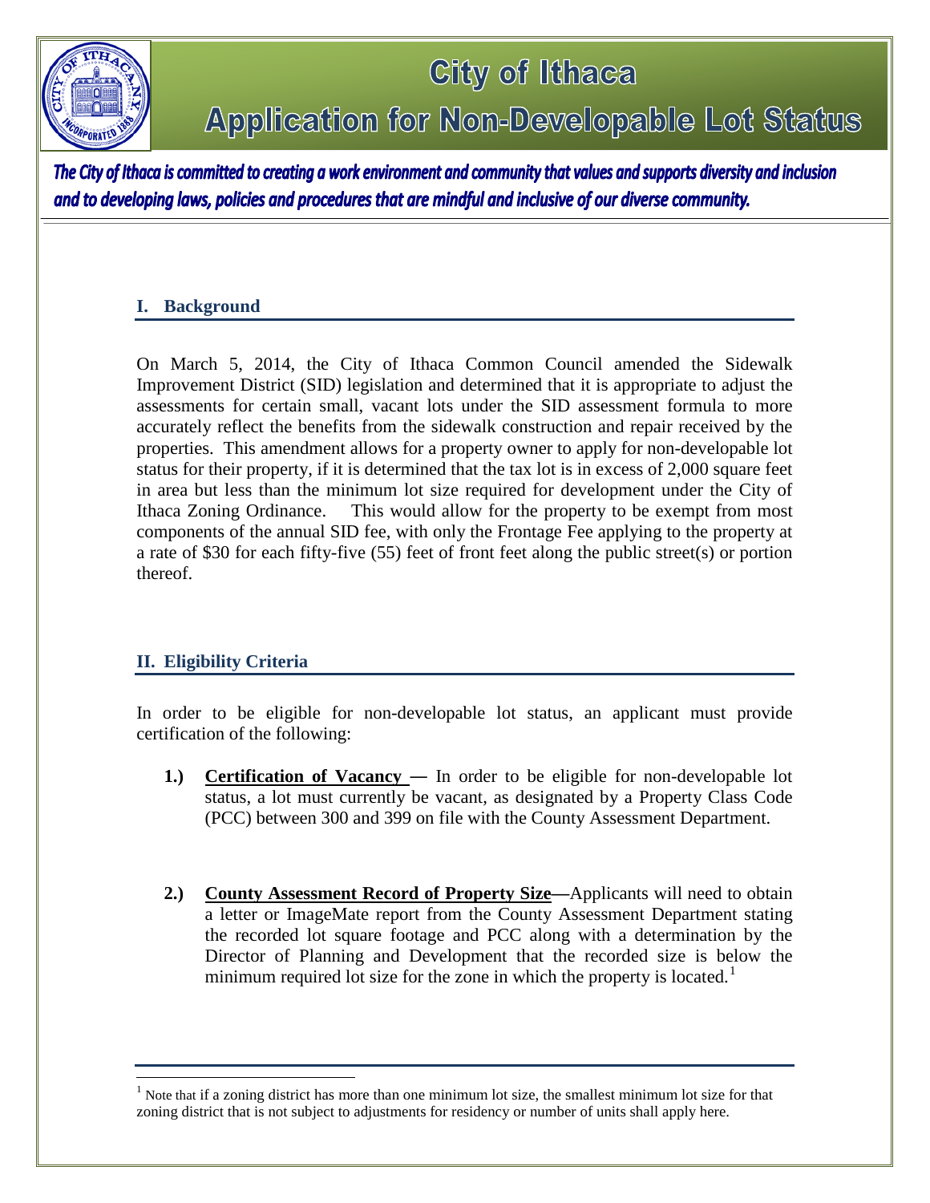# City of Ithaca

# Application for Non-Developable Lot Status

***The City of Ithaca is committed to creating a work environment and community that values and supports diversity and inclusion and to developing laws, policies and procedures that are mindful and inclusive of our diverse community.***

## I. Background

On March 5, 2014, the City of Ithaca Common Council amended the Sidewalk Improvement District (SID) legislation and determined that it is appropriate to adjust the assessments for certain small, vacant lots under the SID assessment formula to more accurately reflect the benefits from the sidewalk construction and repair received by the properties. This amendment allows for a property owner to apply for non-developable lot status for their property, if it is determined that the tax lot is in excess of 2,000 square feet in area but less than the minimum lot size required for development under the City of Ithaca Zoning Ordinance. This would allow for the property to be exempt from most components of the annual SID fee, with only the Frontage Fee applying to the property at a rate of $30 for each fifty-five (55) feet of front feet along the public street(s) or portion thereof.

## II. Eligibility Criteria

In order to be eligible for non-developable lot status, an applicant must provide certification of the following:

**1.)** **Certification of Vacancy —** In order to be eligible for non-developable lot status, a lot must currently be vacant, as designated by a Property Class Code (PCC) between 300 and 399 on file with the County Assessment Department.

**2.)** **County Assessment Record of Property Size—**Applicants will need to obtain a letter or ImageMate report from the County Assessment Department stating the recorded lot square footage and PCC along with a determination by the Director of Planning and Development that the recorded size is below the minimum required lot size for the zone in which the property is located.[1]

---

[1] Note that if a zoning district has more than one minimum lot size, the smallest minimum lot size for that zoning district that is not subject to adjustments for residency or number of units shall apply here.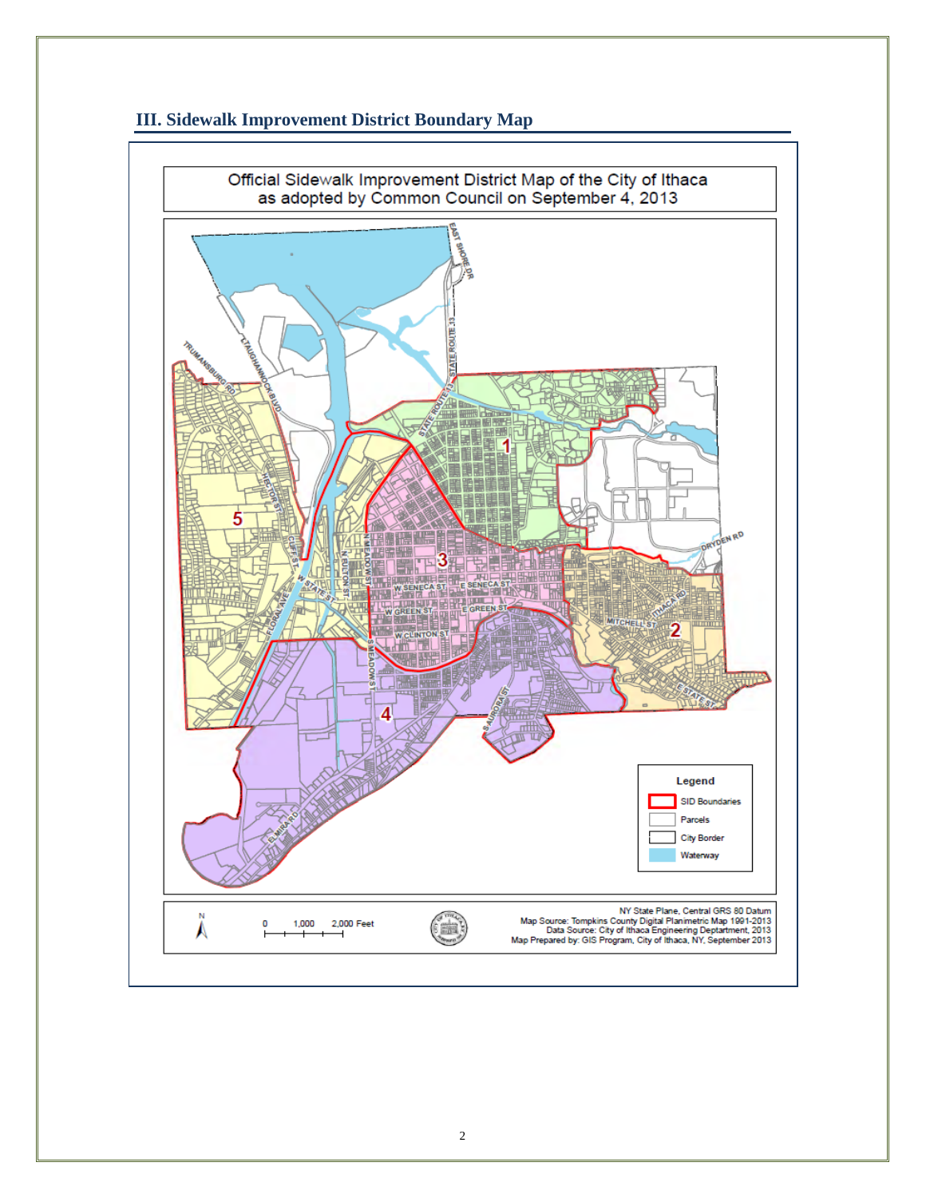## III. Sidewalk Improvement District Boundary Map

Official Sidewalk Improvement District Map of the City of Ithaca
as adopted by Common Council on September 4, 2013

Legend
- SID Boundaries
- Parcels
- City Border
- Waterway

0 1,000 2,000 Feet

NY State Plane, Central GRS 80 Datum
Map Source: Tompkins County Digital Planimetric Map 1991-2013
Data Source: City of Ithaca Engineering Deptartment, 2013
Map Prepared by: GIS Program, City of Ithaca, NY, September 2013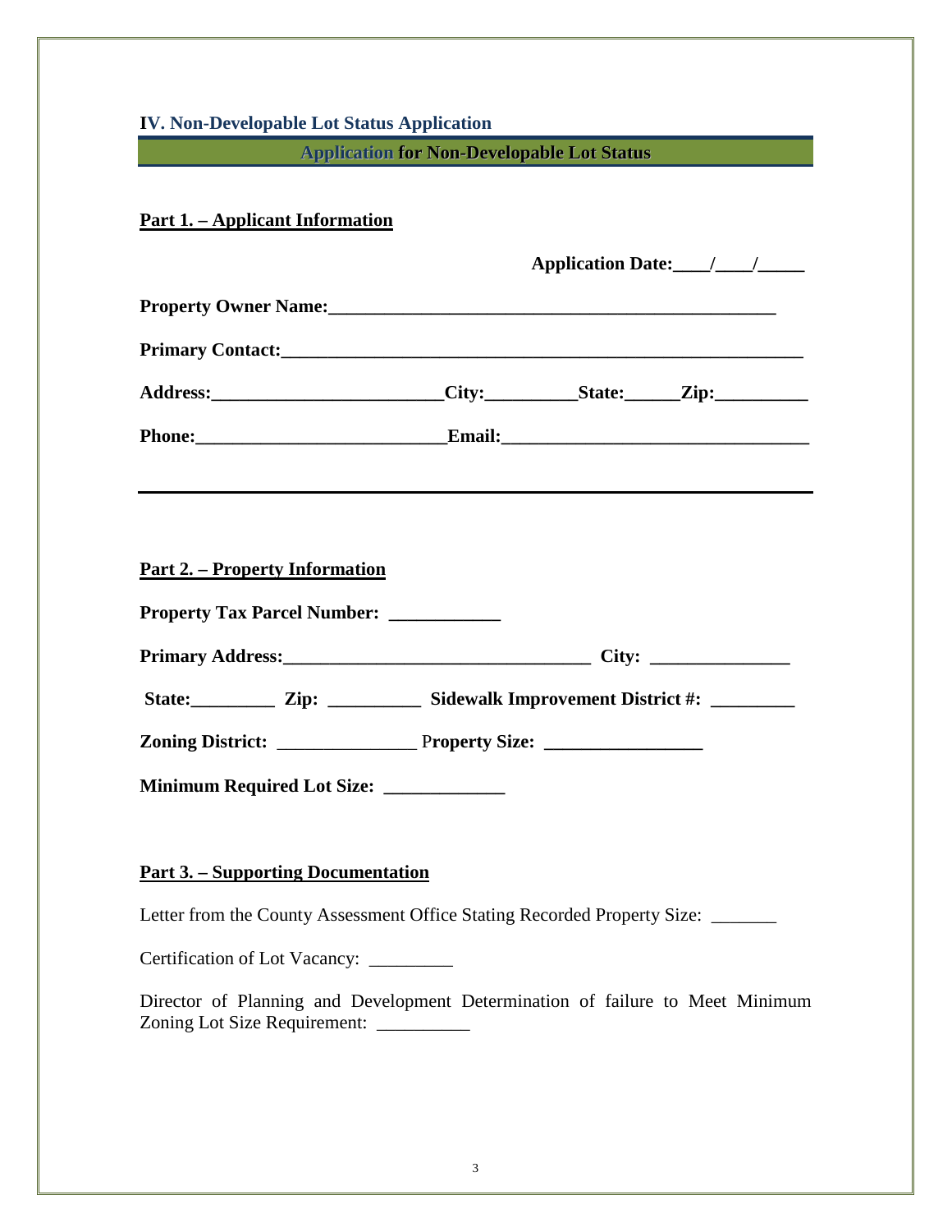## IV. Non-Developable Lot Status Application

**Application for Non-Developable Lot Status**

**Part 1. – Applicant Information**

**Application Date:\_\_\_\_/\_\_\_\_/\_\_\_\_\_**

**Property Owner Name:\_\_\_\_\_\_\_\_\_\_\_\_\_\_\_\_\_\_\_\_\_\_\_\_\_\_\_\_\_\_\_\_\_\_\_\_\_\_\_\_\_\_\_\_\_\_\_\_\_\_**

**Primary Contact:\_\_\_\_\_\_\_\_\_\_\_\_\_\_\_\_\_\_\_\_\_\_\_\_\_\_\_\_\_\_\_\_\_\_\_\_\_\_\_\_\_\_\_\_\_\_\_\_\_\_\_\_\_\_\_\_\_\_\_**

**Address:\_\_\_\_\_\_\_\_\_\_\_\_\_\_\_\_\_\_\_\_\_\_\_\_\_\_City:\_\_\_\_\_\_\_\_\_\_State:\_\_\_\_\_\_Zip:\_\_\_\_\_\_\_\_\_\_**

**Phone:\_\_\_\_\_\_\_\_\_\_\_\_\_\_\_\_\_\_\_\_\_\_\_\_\_\_\_\_Email:\_\_\_\_\_\_\_\_\_\_\_\_\_\_\_\_\_\_\_\_\_\_\_\_\_\_\_\_\_\_\_\_\_\_\_**

---

**Part 2. – Property Information**

**Property Tax Parcel Number: \_\_\_\_\_\_\_\_\_\_\_\_**

**Primary Address:\_\_\_\_\_\_\_\_\_\_\_\_\_\_\_\_\_\_\_\_\_\_\_\_\_\_\_\_\_\_\_\_\_\_ City: \_\_\_\_\_\_\_\_\_\_\_\_\_\_\_**

**State:\_\_\_\_\_\_\_\_\_ Zip: \_\_\_\_\_\_\_\_\_\_ Sidewalk Improvement District #: \_\_\_\_\_\_\_\_\_**

**Zoning District:** \_\_\_\_\_\_\_\_\_\_\_\_\_\_\_ **Property Size: \_\_\_\_\_\_\_\_\_\_\_\_\_\_\_\_\_**

**Minimum Required Lot Size: \_\_\_\_\_\_\_\_\_\_\_\_\_**

**Part 3. – Supporting Documentation**

Letter from the County Assessment Office Stating Recorded Property Size: \_\_\_\_\_\_\_

Certification of Lot Vacancy: \_\_\_\_\_\_\_\_\_

Director of Planning and Development Determination of failure to Meet Minimum Zoning Lot Size Requirement: \_\_\_\_\_\_\_\_\_\_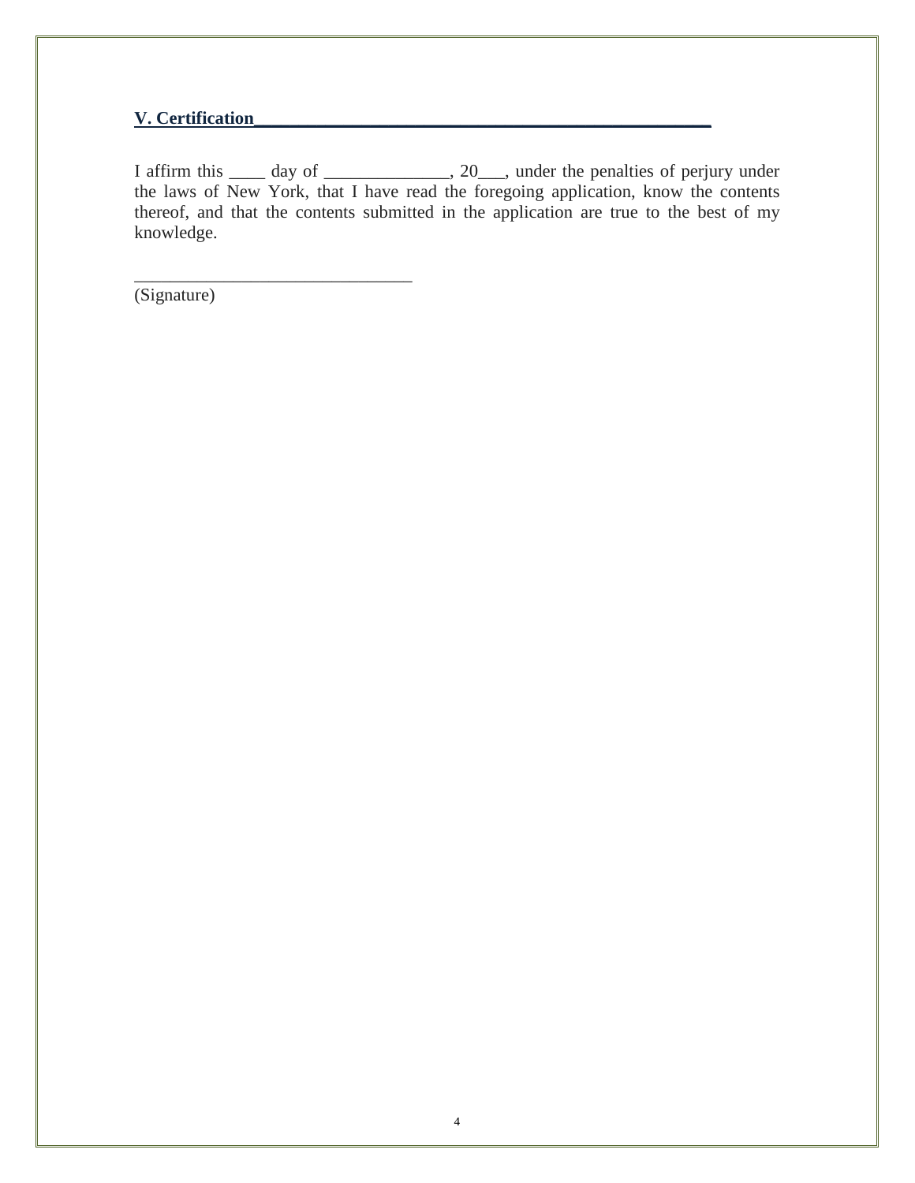## **V. Certification**

I affirm this ____ day of ______________, 20___, under the penalties of perjury under the laws of New York, that I have read the foregoing application, know the contents thereof, and that the contents submitted in the application are true to the best of my knowledge.

_______________________________
(Signature)